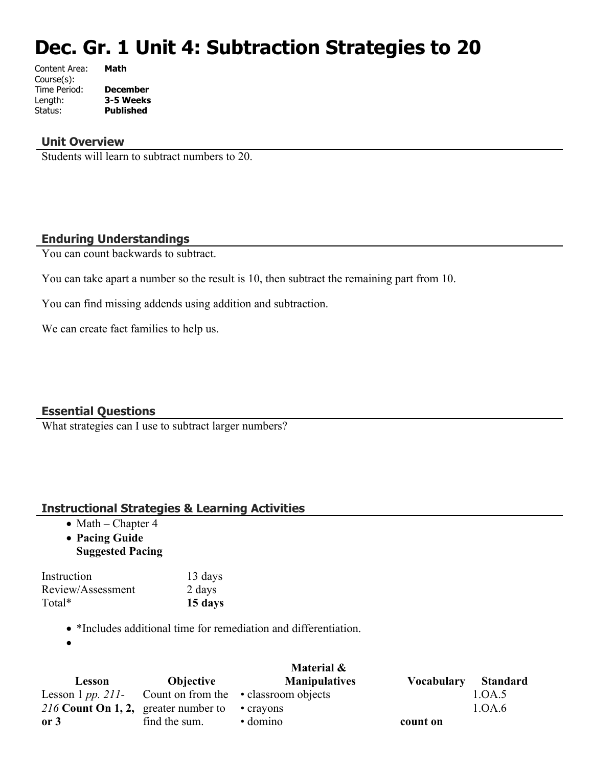# Dec. Gr. 1 Unit 4: Subtraction Strategies to 20

Content Area: **Math**
Course(s):
Time Period: **December**
Length: **3-5 Weeks**
Status: **Published**

## Unit Overview

Students will learn to subtract numbers to 20.

## Enduring Understandings

You can count backwards to subtract.

You can take apart a number so the result is 10, then subtract the remaining part from 10.

You can find missing addends using addition and subtraction.

We can create fact families to help us.

## Essential Questions

What strategies can I use to subtract larger numbers?

## Instructional Strategies & Learning Activities

- Math – Chapter 4
- **Pacing Guide**
  **Suggested Pacing**

| | |
|---|---|
| Instruction | 13 days |
| Review/Assessment | 2 days |
| Total* | **15 days** |

- *Includes additional time for remediation and differentiation.
-

| Lesson | Objective | Material & Manipulatives | Vocabulary | Standard |
|---|---|---|---|---|
| Lesson 1 *pp. 211-216* **Count On 1, 2, or 3** | Count on from the greater number to find the sum. | • classroom objects<br>• crayons<br>• domino | **count on** | 1.OA.5<br>1.OA.6 |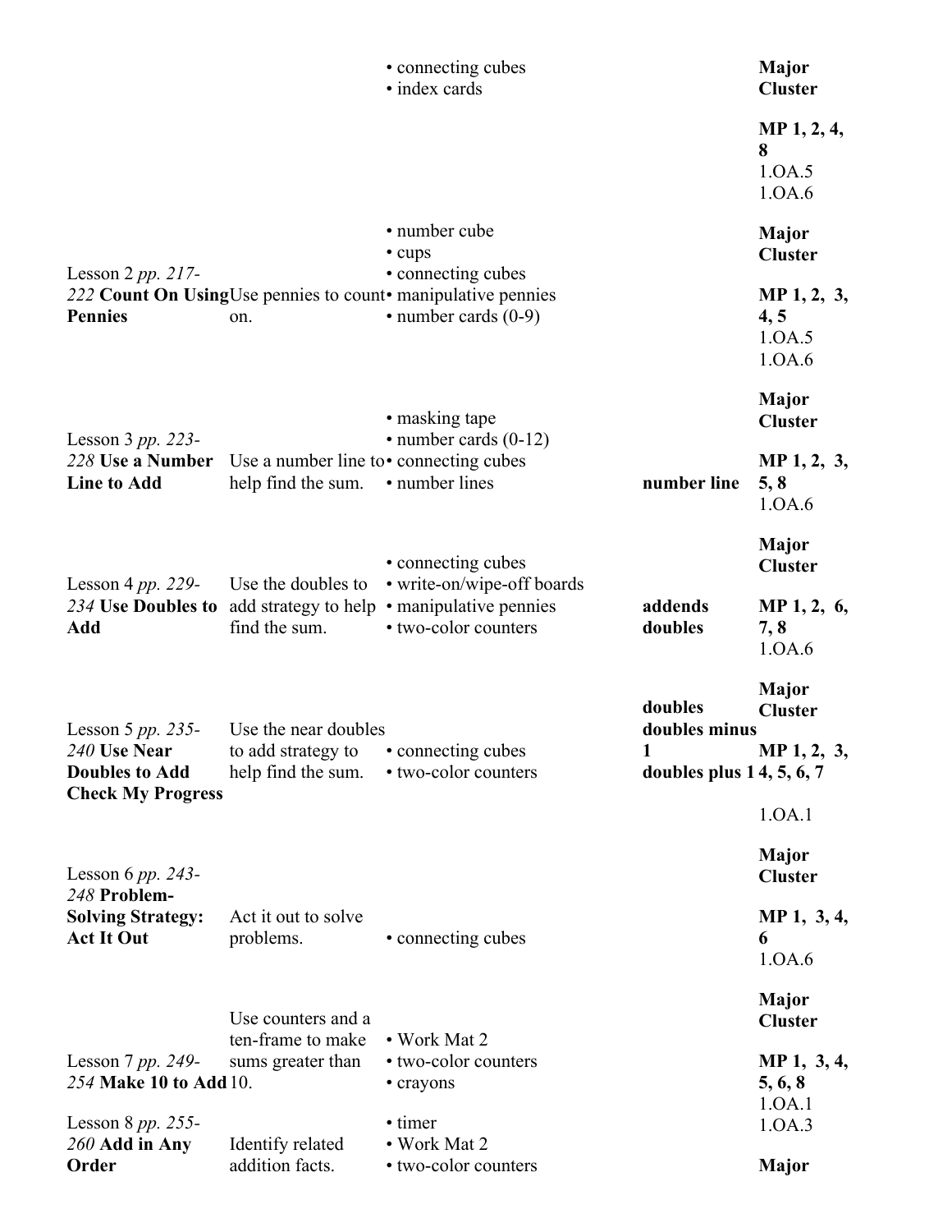| | | | | |
|---|---|---|---|---|
| | | • connecting cubes<br>• index cards | | **Major Cluster**<br><br>**MP 1, 2, 4, 8**<br>1.OA.5<br>1.OA.6 |
| Lesson 2 *pp. 217-222* **Count On Using Pennies** | Use pennies to count on. | • number cube<br>• cups<br>• connecting cubes<br>• manipulative pennies<br>• number cards (0-9) | | **Major Cluster**<br><br>**MP 1, 2, 3, 4, 5**<br>1.OA.5<br>1.OA.6 |
| Lesson 3 *pp. 223-228* **Use a Number Line to Add** | Use a number line to help find the sum. | • masking tape<br>• number cards (0-12)<br>• connecting cubes<br>• number lines | **number line** | **Major Cluster**<br><br>**MP 1, 2, 3, 5, 8**<br>1.OA.6 |
| Lesson 4 *pp. 229-234* **Use Doubles to Add** | Use the doubles to add strategy to help find the sum. | • connecting cubes<br>• write-on/wipe-off boards<br>• manipulative pennies<br>• two-color counters | **addends**<br>**doubles** | **Major Cluster**<br><br>**MP 1, 2, 6, 7, 8**<br>1.OA.6 |
| Lesson 5 *pp. 235-240* **Use Near Doubles to Add**<br>**Check My Progress** | Use the near doubles to add strategy to help find the sum. | • connecting cubes<br>• two-color counters | **doubles**<br>**doubles minus 1**<br>**doubles plus 1** | **Major Cluster**<br><br>**MP 1, 2, 3, 4, 5, 6, 7**<br><br>1.OA.1 |
| Lesson 6 *pp. 243-248* **Problem-Solving Strategy: Act It Out** | Act it out to solve problems. | • connecting cubes | | **Major Cluster**<br><br>**MP 1, 3, 4, 6**<br>1.OA.6 |
| Lesson 7 *pp. 249-254* **Make 10 to Add** | Use counters and a ten-frame to make sums greater than 10. | • Work Mat 2<br>• two-color counters<br>• crayons | | **Major Cluster**<br><br>**MP 1, 3, 4, 5, 6, 8**<br>1.OA.1<br>1.OA.3 |
| Lesson 8 *pp. 255-260* **Add in Any Order** | Identify related addition facts. | • timer<br>• Work Mat 2<br>• two-color counters | | **Major** |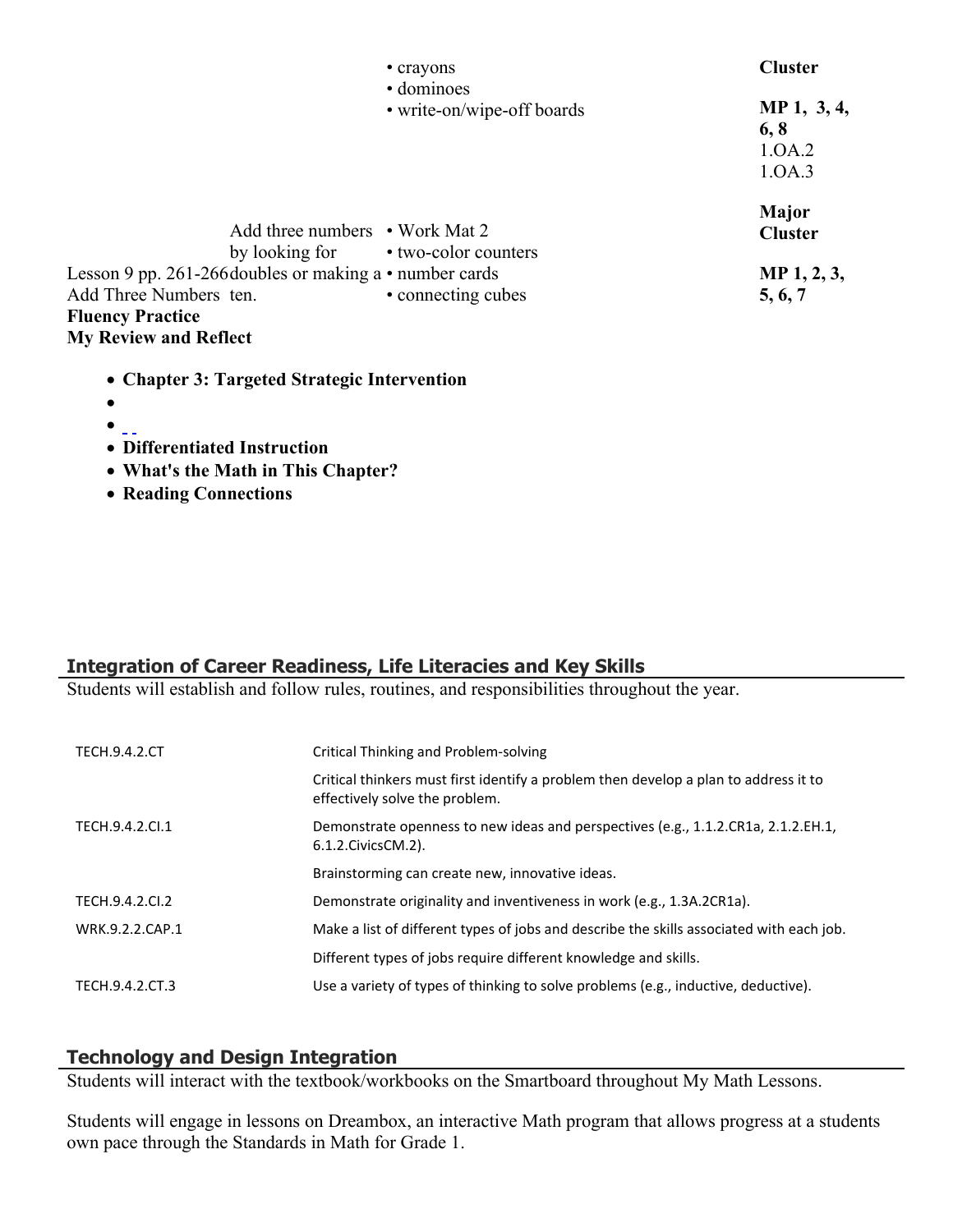| | | | |
|---|---|---|---|
| | | • crayons<br>• dominoes<br>• write-on/wipe-off boards | **Cluster**<br><br>**MP 1, 3, 4, 6, 8**<br>1.OA.2<br>1.OA.3 |
| Lesson 9 pp. 261-266 Add Three Numbers | Add three numbers by looking for doubles or making a ten. | • Work Mat 2<br>• two-color counters<br>• number cards<br>• connecting cubes | **Major Cluster**<br><br>**MP 1, 2, 3, 5, 6, 7** |
| **Fluency Practice** | | | |
| **My Review and Reflect** | | | |

- **Chapter 3: Targeted Strategic Intervention**
- 
- 
- **Differentiated Instruction**
- **What's the Math in This Chapter?**
- **Reading Connections**

## Integration of Career Readiness, Life Literacies and Key Skills

Students will establish and follow rules, routines, and responsibilities throughout the year.

| | |
|---|---|
| TECH.9.4.2.CT | Critical Thinking and Problem-solving |
| | Critical thinkers must first identify a problem then develop a plan to address it to effectively solve the problem. |
| TECH.9.4.2.CI.1 | Demonstrate openness to new ideas and perspectives (e.g., 1.1.2.CR1a, 2.1.2.EH.1, 6.1.2.CivicsCM.2). |
| | Brainstorming can create new, innovative ideas. |
| TECH.9.4.2.CI.2 | Demonstrate originality and inventiveness in work (e.g., 1.3A.2CR1a). |
| WRK.9.2.2.CAP.1 | Make a list of different types of jobs and describe the skills associated with each job. |
| | Different types of jobs require different knowledge and skills. |
| TECH.9.4.2.CT.3 | Use a variety of types of thinking to solve problems (e.g., inductive, deductive). |

## Technology and Design Integration

Students will interact with the textbook/workbooks on the Smartboard throughout My Math Lessons.

Students will engage in lessons on Dreambox, an interactive Math program that allows progress at a students own pace through the Standards in Math for Grade 1.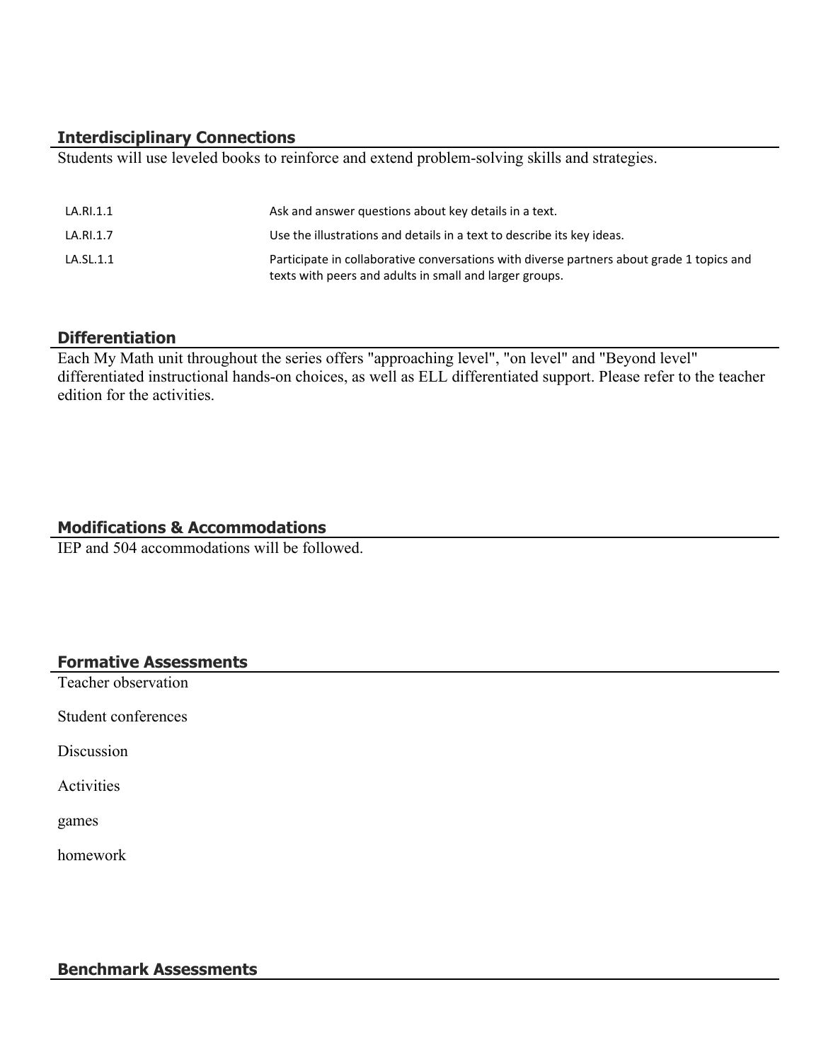## Interdisciplinary Connections

Students will use leveled books to reinforce and extend problem-solving skills and strategies.

| | |
|---|---|
| LA.RI.1.1 | Ask and answer questions about key details in a text. |
| LA.RI.1.7 | Use the illustrations and details in a text to describe its key ideas. |
| LA.SL.1.1 | Participate in collaborative conversations with diverse partners about grade 1 topics and texts with peers and adults in small and larger groups. |

## Differentiation

Each My Math unit throughout the series offers "approaching level", "on level" and "Beyond level" differentiated instructional hands-on choices, as well as ELL differentiated support. Please refer to the teacher edition for the activities.

## Modifications & Accommodations

IEP and 504 accommodations will be followed.

## Formative Assessments

Teacher observation

Student conferences

Discussion

Activities

games

homework

## Benchmark Assessments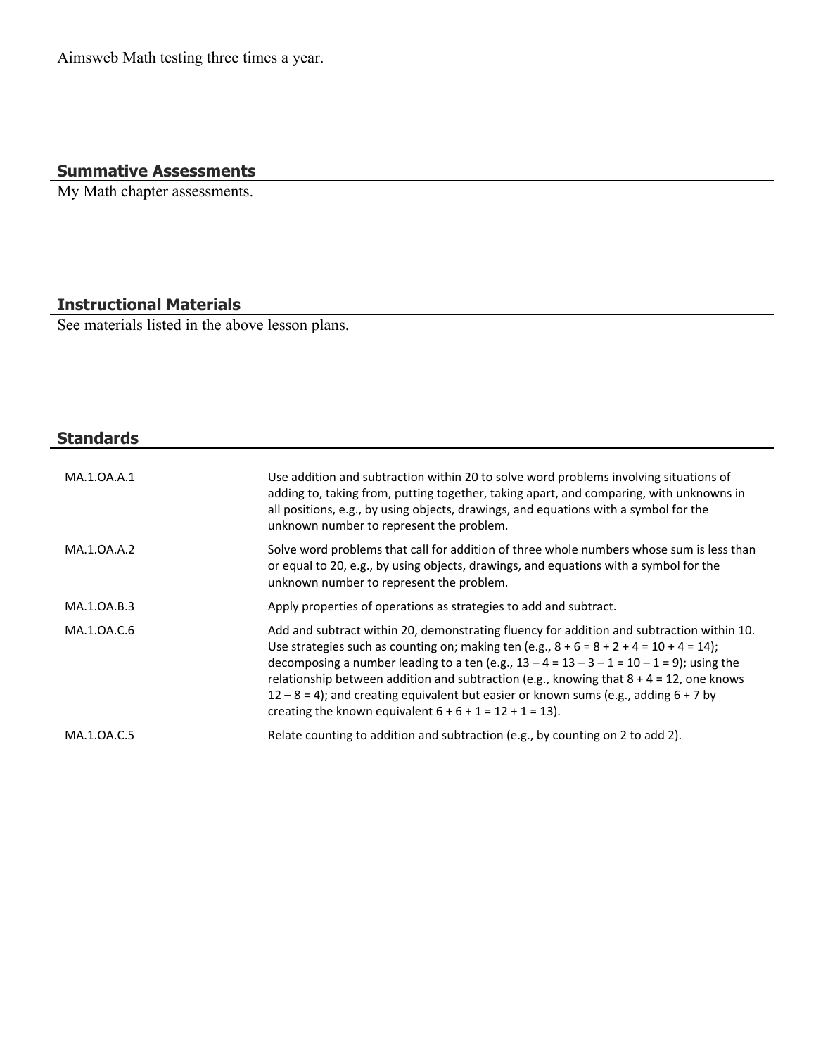Aimsweb Math testing three times a year.

## Summative Assessments

My Math chapter assessments.

## Instructional Materials

See materials listed in the above lesson plans.

## Standards

| | |
|---|---|
| MA.1.OA.A.1 | Use addition and subtraction within 20 to solve word problems involving situations of adding to, taking from, putting together, taking apart, and comparing, with unknowns in all positions, e.g., by using objects, drawings, and equations with a symbol for the unknown number to represent the problem. |
| MA.1.OA.A.2 | Solve word problems that call for addition of three whole numbers whose sum is less than or equal to 20, e.g., by using objects, drawings, and equations with a symbol for the unknown number to represent the problem. |
| MA.1.OA.B.3 | Apply properties of operations as strategies to add and subtract. |
| MA.1.OA.C.6 | Add and subtract within 20, demonstrating fluency for addition and subtraction within 10. Use strategies such as counting on; making ten (e.g., $8 + 6 = 8 + 2 + 4 = 10 + 4 = 14$); decomposing a number leading to a ten (e.g., $13 – 4 = 13 – 3 – 1 = 10 – 1 = 9$); using the relationship between addition and subtraction (e.g., knowing that $8 + 4 = 12$, one knows $12 – 8 = 4$); and creating equivalent but easier or known sums (e.g., adding $6 + 7$ by creating the known equivalent $6 + 6 + 1 = 12 + 1 = 13$). |
| MA.1.OA.C.5 | Relate counting to addition and subtraction (e.g., by counting on 2 to add 2). |